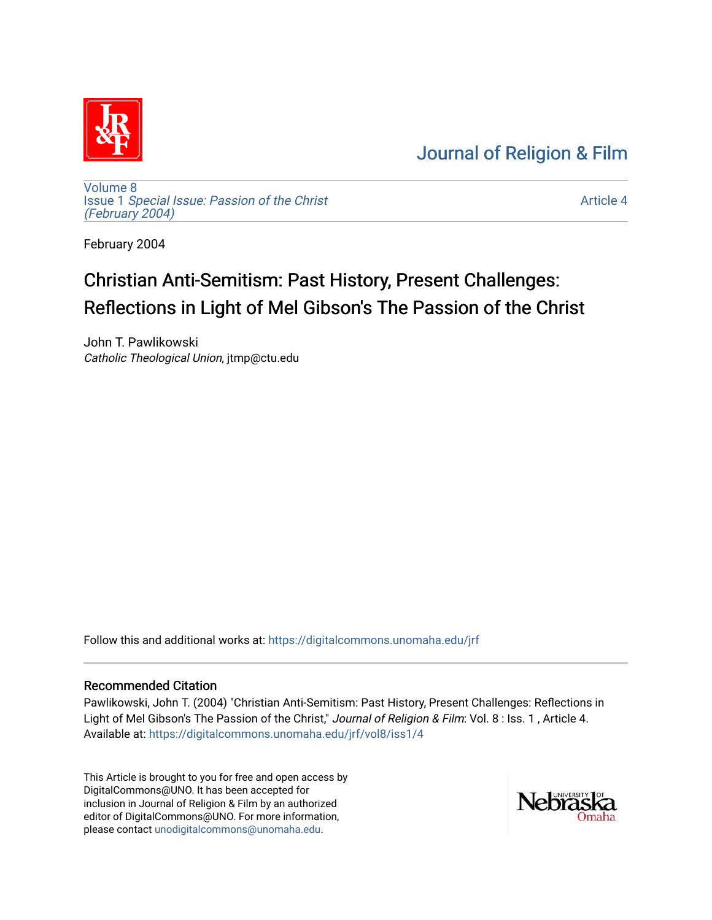# Journal of Religion & Film

Volume 8
Issue 1 *Special Issue: Passion of the Christ (February 2004)*

Article 4

February 2004

# Christian Anti-Semitism: Past History, Present Challenges: Reflections in Light of Mel Gibson's The Passion of the Christ

John T. Pawlikowski
*Catholic Theological Union*, jtmp@ctu.edu

Follow this and additional works at: https://digitalcommons.unomaha.edu/jrf

## Recommended Citation

Pawlikowski, John T. (2004) "Christian Anti-Semitism: Past History, Present Challenges: Reflections in Light of Mel Gibson's The Passion of the Christ," *Journal of Religion & Film*: Vol. 8 : Iss. 1 , Article 4.
Available at: https://digitalcommons.unomaha.edu/jrf/vol8/iss1/4

This Article is brought to you for free and open access by DigitalCommons@UNO. It has been accepted for inclusion in Journal of Religion & Film by an authorized editor of DigitalCommons@UNO. For more information, please contact unodigitalcommons@unomaha.edu.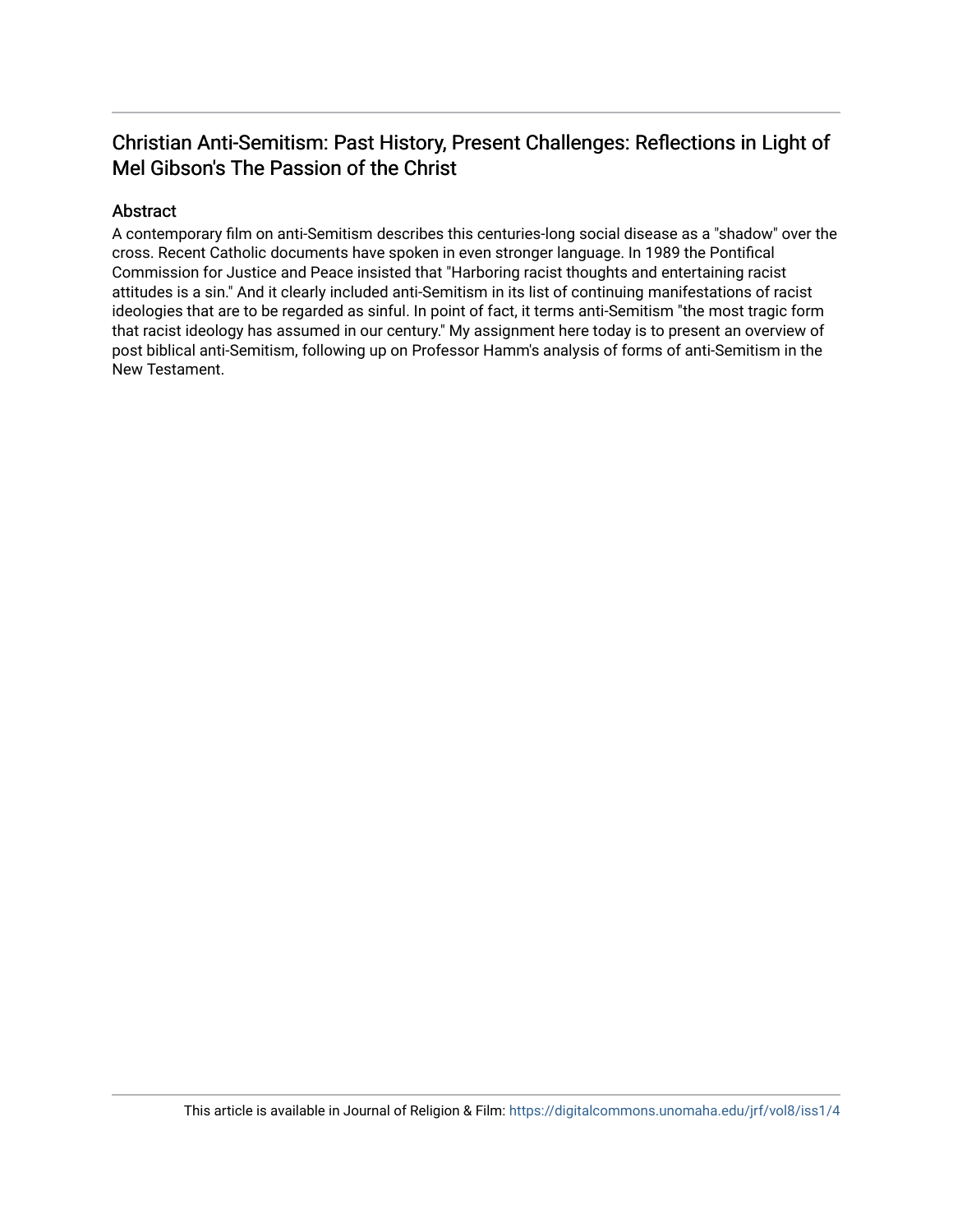## Christian Anti-Semitism: Past History, Present Challenges: Reflections in Light of Mel Gibson's The Passion of the Christ

### Abstract

A contemporary film on anti-Semitism describes this centuries-long social disease as a "shadow" over the cross. Recent Catholic documents have spoken in even stronger language. In 1989 the Pontifical Commission for Justice and Peace insisted that "Harboring racist thoughts and entertaining racist attitudes is a sin." And it clearly included anti-Semitism in its list of continuing manifestations of racist ideologies that are to be regarded as sinful. In point of fact, it terms anti-Semitism "the most tragic form that racist ideology has assumed in our century." My assignment here today is to present an overview of post biblical anti-Semitism, following up on Professor Hamm's analysis of forms of anti-Semitism in the New Testament.

This article is available in Journal of Religion & Film: https://digitalcommons.unomaha.edu/jrf/vol8/iss1/4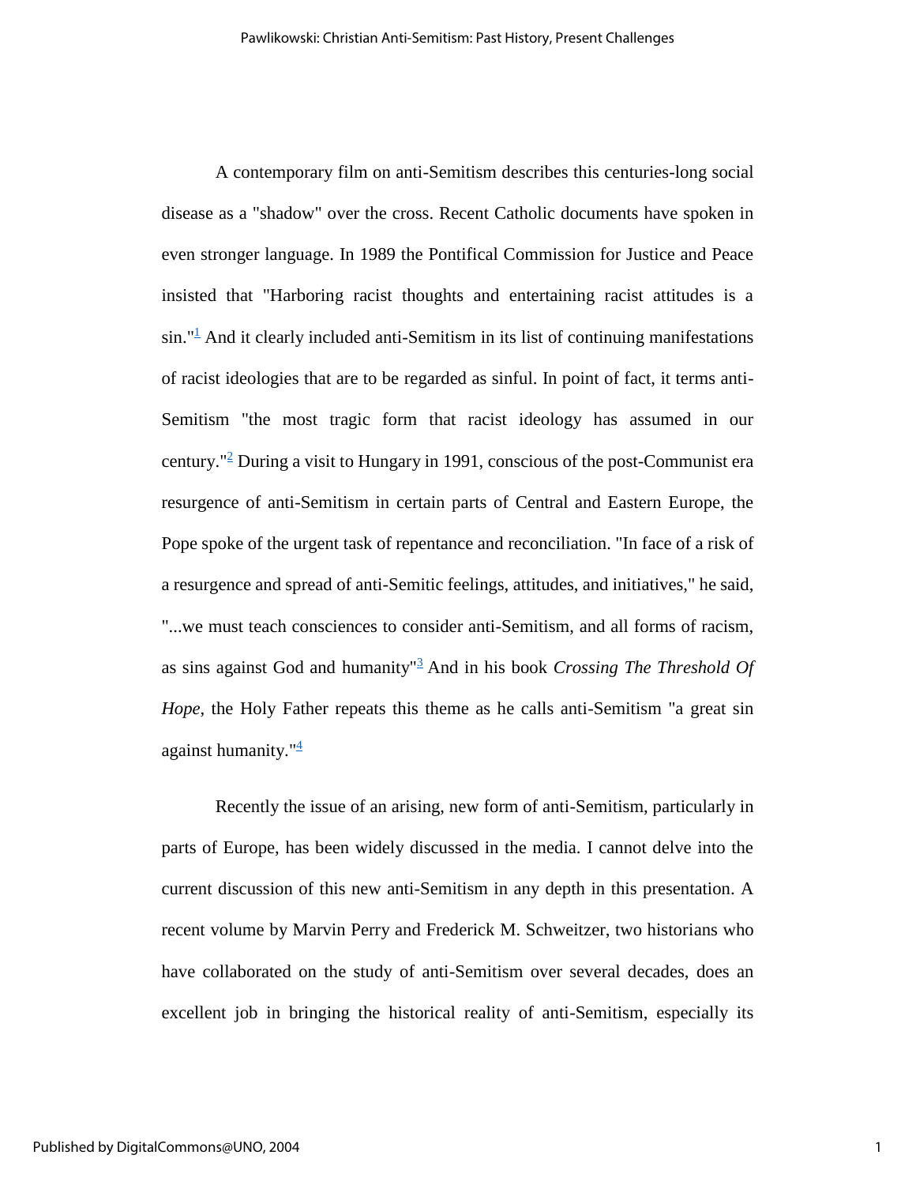A contemporary film on anti-Semitism describes this centuries-long social disease as a "shadow" over the cross. Recent Catholic documents have spoken in even stronger language. In 1989 the Pontifical Commission for Justice and Peace insisted that "Harboring racist thoughts and entertaining racist attitudes is a sin."[1] And it clearly included anti-Semitism in its list of continuing manifestations of racist ideologies that are to be regarded as sinful. In point of fact, it terms anti-Semitism "the most tragic form that racist ideology has assumed in our century."[2] During a visit to Hungary in 1991, conscious of the post-Communist era resurgence of anti-Semitism in certain parts of Central and Eastern Europe, the Pope spoke of the urgent task of repentance and reconciliation. "In face of a risk of a resurgence and spread of anti-Semitic feelings, attitudes, and initiatives," he said, "...we must teach consciences to consider anti-Semitism, and all forms of racism, as sins against God and humanity"[3] And in his book *Crossing The Threshold Of Hope*, the Holy Father repeats this theme as he calls anti-Semitism "a great sin against humanity."[4]

Recently the issue of an arising, new form of anti-Semitism, particularly in parts of Europe, has been widely discussed in the media. I cannot delve into the current discussion of this new anti-Semitism in any depth in this presentation. A recent volume by Marvin Perry and Frederick M. Schweitzer, two historians who have collaborated on the study of anti-Semitism over several decades, does an excellent job in bringing the historical reality of anti-Semitism, especially its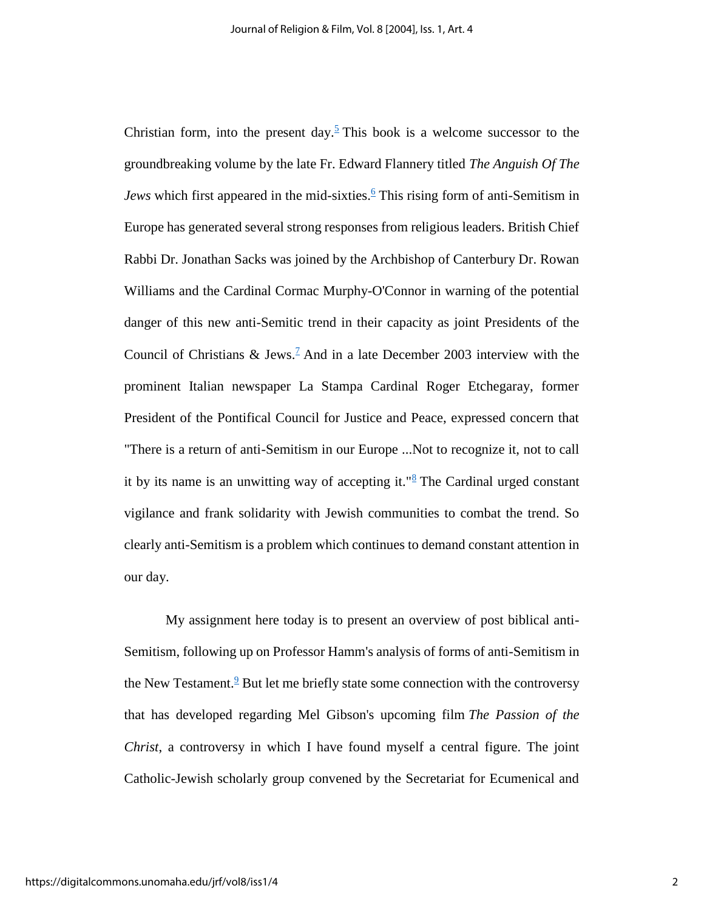Christian form, into the present day.[5] This book is a welcome successor to the groundbreaking volume by the late Fr. Edward Flannery titled *The Anguish Of The Jews* which first appeared in the mid-sixties.[6] This rising form of anti-Semitism in Europe has generated several strong responses from religious leaders. British Chief Rabbi Dr. Jonathan Sacks was joined by the Archbishop of Canterbury Dr. Rowan Williams and the Cardinal Cormac Murphy-O'Connor in warning of the potential danger of this new anti-Semitic trend in their capacity as joint Presidents of the Council of Christians & Jews.[7] And in a late December 2003 interview with the prominent Italian newspaper La Stampa Cardinal Roger Etchegaray, former President of the Pontifical Council for Justice and Peace, expressed concern that "There is a return of anti-Semitism in our Europe ...Not to recognize it, not to call it by its name is an unwitting way of accepting it."[8] The Cardinal urged constant vigilance and frank solidarity with Jewish communities to combat the trend. So clearly anti-Semitism is a problem which continues to demand constant attention in our day.

My assignment here today is to present an overview of post biblical anti-Semitism, following up on Professor Hamm's analysis of forms of anti-Semitism in the New Testament.[9] But let me briefly state some connection with the controversy that has developed regarding Mel Gibson's upcoming film *The Passion of the Christ*, a controversy in which I have found myself a central figure. The joint Catholic-Jewish scholarly group convened by the Secretariat for Ecumenical and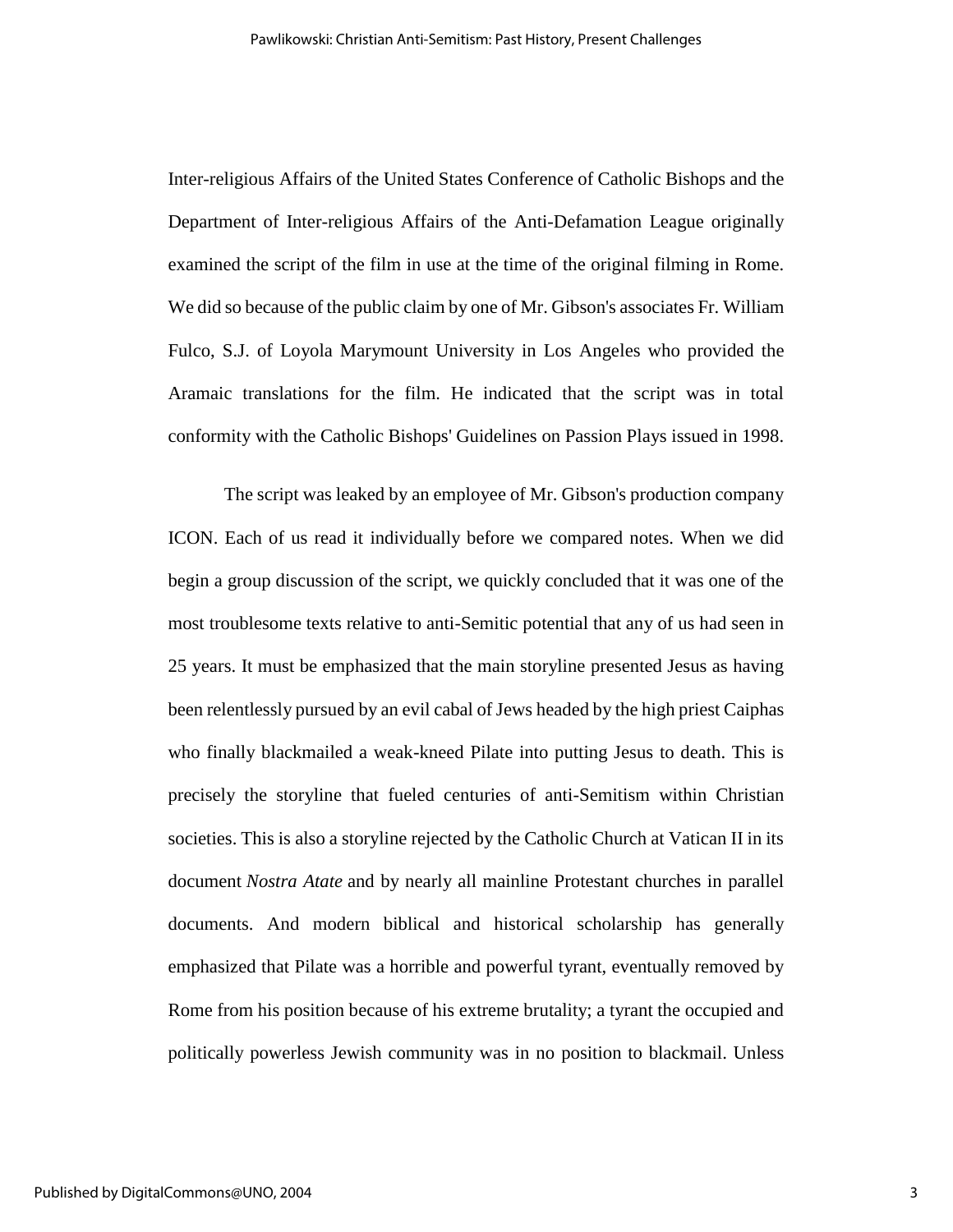Inter-religious Affairs of the United States Conference of Catholic Bishops and the Department of Inter-religious Affairs of the Anti-Defamation League originally examined the script of the film in use at the time of the original filming in Rome. We did so because of the public claim by one of Mr. Gibson's associates Fr. William Fulco, S.J. of Loyola Marymount University in Los Angeles who provided the Aramaic translations for the film. He indicated that the script was in total conformity with the Catholic Bishops' Guidelines on Passion Plays issued in 1998.

The script was leaked by an employee of Mr. Gibson's production company ICON. Each of us read it individually before we compared notes. When we did begin a group discussion of the script, we quickly concluded that it was one of the most troublesome texts relative to anti-Semitic potential that any of us had seen in 25 years. It must be emphasized that the main storyline presented Jesus as having been relentlessly pursued by an evil cabal of Jews headed by the high priest Caiphas who finally blackmailed a weak-kneed Pilate into putting Jesus to death. This is precisely the storyline that fueled centuries of anti-Semitism within Christian societies. This is also a storyline rejected by the Catholic Church at Vatican II in its document *Nostra Atate* and by nearly all mainline Protestant churches in parallel documents. And modern biblical and historical scholarship has generally emphasized that Pilate was a horrible and powerful tyrant, eventually removed by Rome from his position because of his extreme brutality; a tyrant the occupied and politically powerless Jewish community was in no position to blackmail. Unless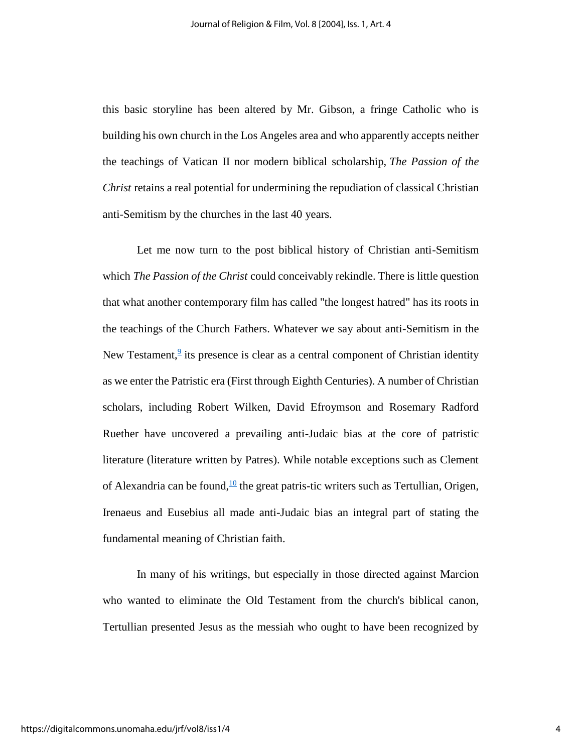this basic storyline has been altered by Mr. Gibson, a fringe Catholic who is building his own church in the Los Angeles area and who apparently accepts neither the teachings of Vatican II nor modern biblical scholarship, *The Passion of the Christ* retains a real potential for undermining the repudiation of classical Christian anti-Semitism by the churches in the last 40 years.

Let me now turn to the post biblical history of Christian anti-Semitism which *The Passion of the Christ* could conceivably rekindle. There is little question that what another contemporary film has called "the longest hatred" has its roots in the teachings of the Church Fathers. Whatever we say about anti-Semitism in the New Testament,[9] its presence is clear as a central component of Christian identity as we enter the Patristic era (First through Eighth Centuries). A number of Christian scholars, including Robert Wilken, David Efroymson and Rosemary Radford Ruether have uncovered a prevailing anti-Judaic bias at the core of patristic literature (literature written by Patres). While notable exceptions such as Clement of Alexandria can be found,[10] the great patris-tic writers such as Tertullian, Origen, Irenaeus and Eusebius all made anti-Judaic bias an integral part of stating the fundamental meaning of Christian faith.

In many of his writings, but especially in those directed against Marcion who wanted to eliminate the Old Testament from the church's biblical canon, Tertullian presented Jesus as the messiah who ought to have been recognized by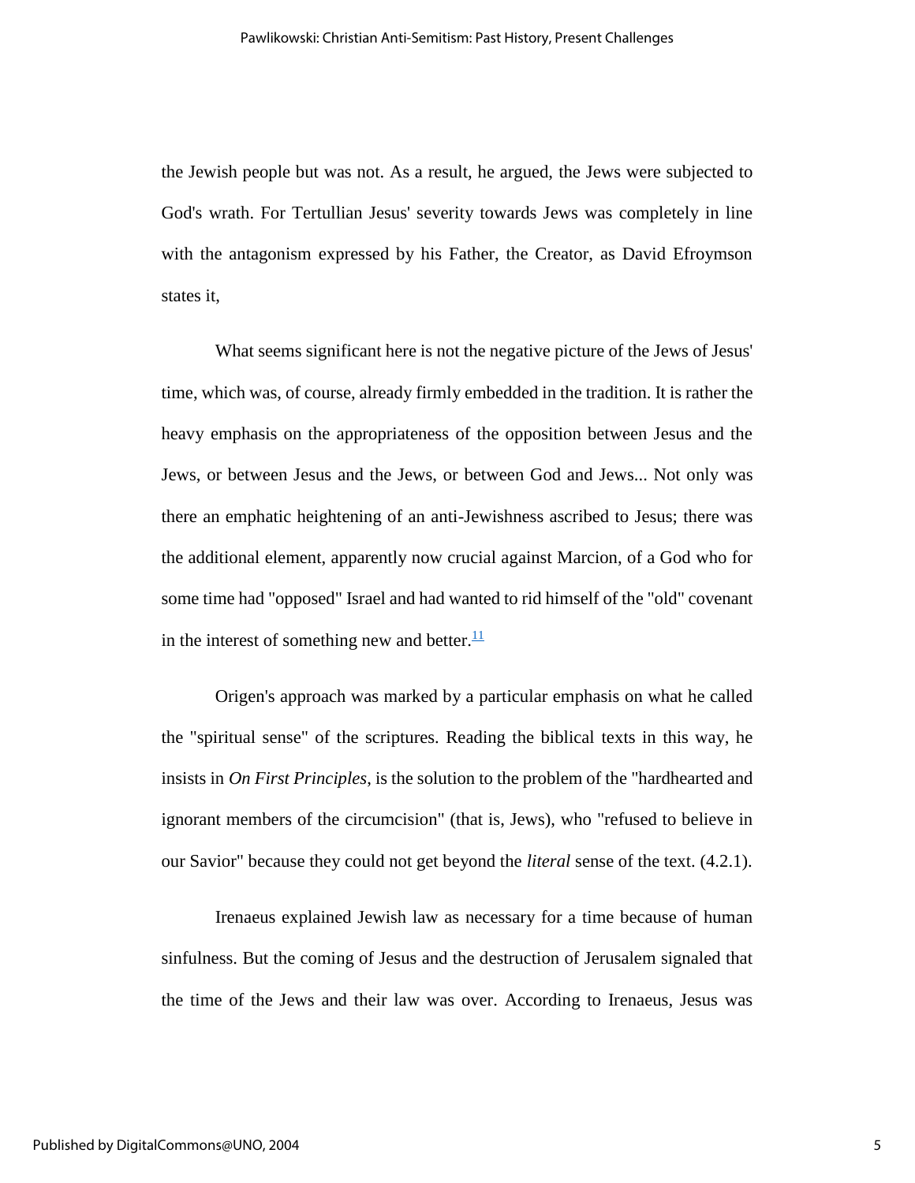the Jewish people but was not. As a result, he argued, the Jews were subjected to God's wrath. For Tertullian Jesus' severity towards Jews was completely in line with the antagonism expressed by his Father, the Creator, as David Efroymson states it,

> What seems significant here is not the negative picture of the Jews of Jesus' time, which was, of course, already firmly embedded in the tradition. It is rather the heavy emphasis on the appropriateness of the opposition between Jesus and the Jews, or between Jesus and the Jews, or between God and Jews... Not only was there an emphatic heightening of an anti-Jewishness ascribed to Jesus; there was the additional element, apparently now crucial against Marcion, of a God who for some time had "opposed" Israel and had wanted to rid himself of the "old" covenant in the interest of something new and better.[11]

Origen's approach was marked by a particular emphasis on what he called the "spiritual sense" of the scriptures. Reading the biblical texts in this way, he insists in *On First Principles*, is the solution to the problem of the "hardhearted and ignorant members of the circumcision" (that is, Jews), who "refused to believe in our Savior" because they could not get beyond the *literal* sense of the text. (4.2.1).

Irenaeus explained Jewish law as necessary for a time because of human sinfulness. But the coming of Jesus and the destruction of Jerusalem signaled that the time of the Jews and their law was over. According to Irenaeus, Jesus was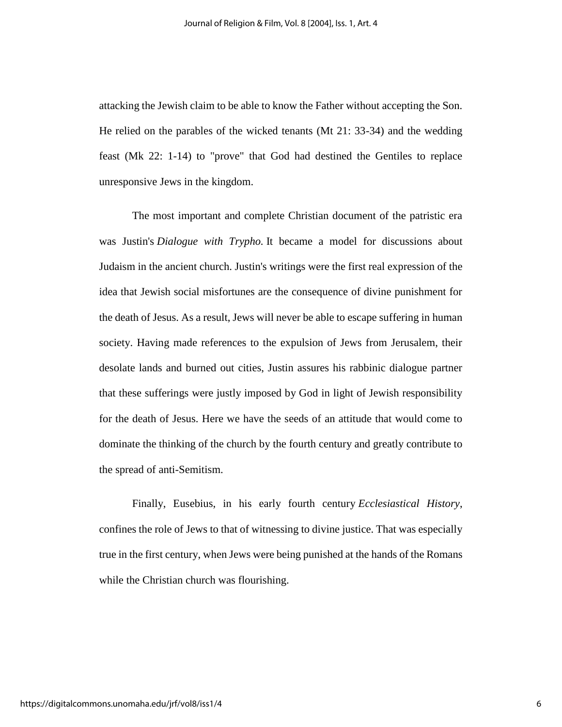attacking the Jewish claim to be able to know the Father without accepting the Son. He relied on the parables of the wicked tenants (Mt 21: 33-34) and the wedding feast (Mk 22: 1-14) to "prove" that God had destined the Gentiles to replace unresponsive Jews in the kingdom.

The most important and complete Christian document of the patristic era was Justin's *Dialogue with Trypho.* It became a model for discussions about Judaism in the ancient church. Justin's writings were the first real expression of the idea that Jewish social misfortunes are the consequence of divine punishment for the death of Jesus. As a result, Jews will never be able to escape suffering in human society. Having made references to the expulsion of Jews from Jerusalem, their desolate lands and burned out cities, Justin assures his rabbinic dialogue partner that these sufferings were justly imposed by God in light of Jewish responsibility for the death of Jesus. Here we have the seeds of an attitude that would come to dominate the thinking of the church by the fourth century and greatly contribute to the spread of anti-Semitism.

Finally, Eusebius, in his early fourth century *Ecclesiastical History*, confines the role of Jews to that of witnessing to divine justice. That was especially true in the first century, when Jews were being punished at the hands of the Romans while the Christian church was flourishing.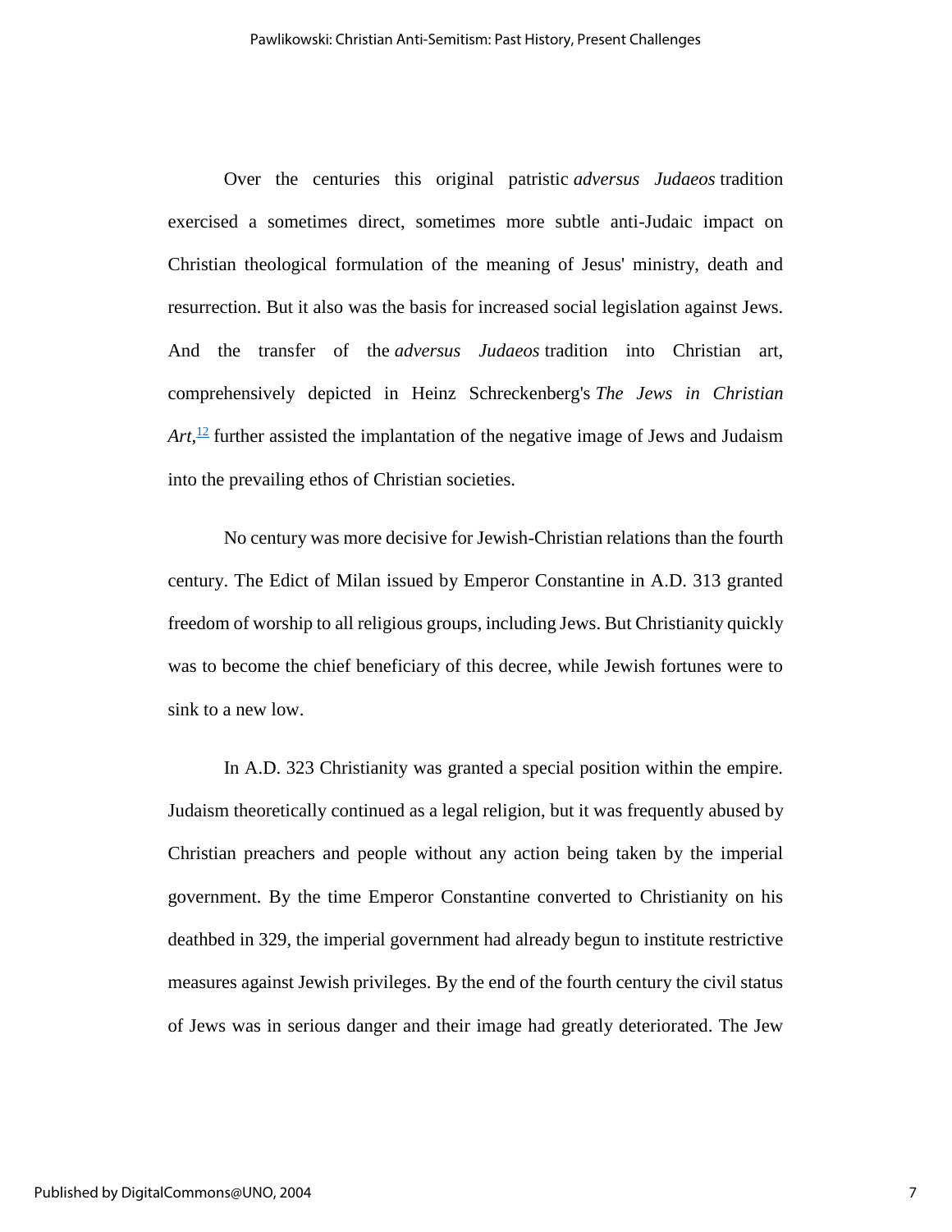Over the centuries this original patristic *adversus Judaeos* tradition exercised a sometimes direct, sometimes more subtle anti-Judaic impact on Christian theological formulation of the meaning of Jesus' ministry, death and resurrection. But it also was the basis for increased social legislation against Jews. And the transfer of the *adversus Judaeos* tradition into Christian art, comprehensively depicted in Heinz Schreckenberg's *The Jews in Christian Art*,[12] further assisted the implantation of the negative image of Jews and Judaism into the prevailing ethos of Christian societies.

No century was more decisive for Jewish-Christian relations than the fourth century. The Edict of Milan issued by Emperor Constantine in A.D. 313 granted freedom of worship to all religious groups, including Jews. But Christianity quickly was to become the chief beneficiary of this decree, while Jewish fortunes were to sink to a new low.

In A.D. 323 Christianity was granted a special position within the empire. Judaism theoretically continued as a legal religion, but it was frequently abused by Christian preachers and people without any action being taken by the imperial government. By the time Emperor Constantine converted to Christianity on his deathbed in 329, the imperial government had already begun to institute restrictive measures against Jewish privileges. By the end of the fourth century the civil status of Jews was in serious danger and their image had greatly deteriorated. The Jew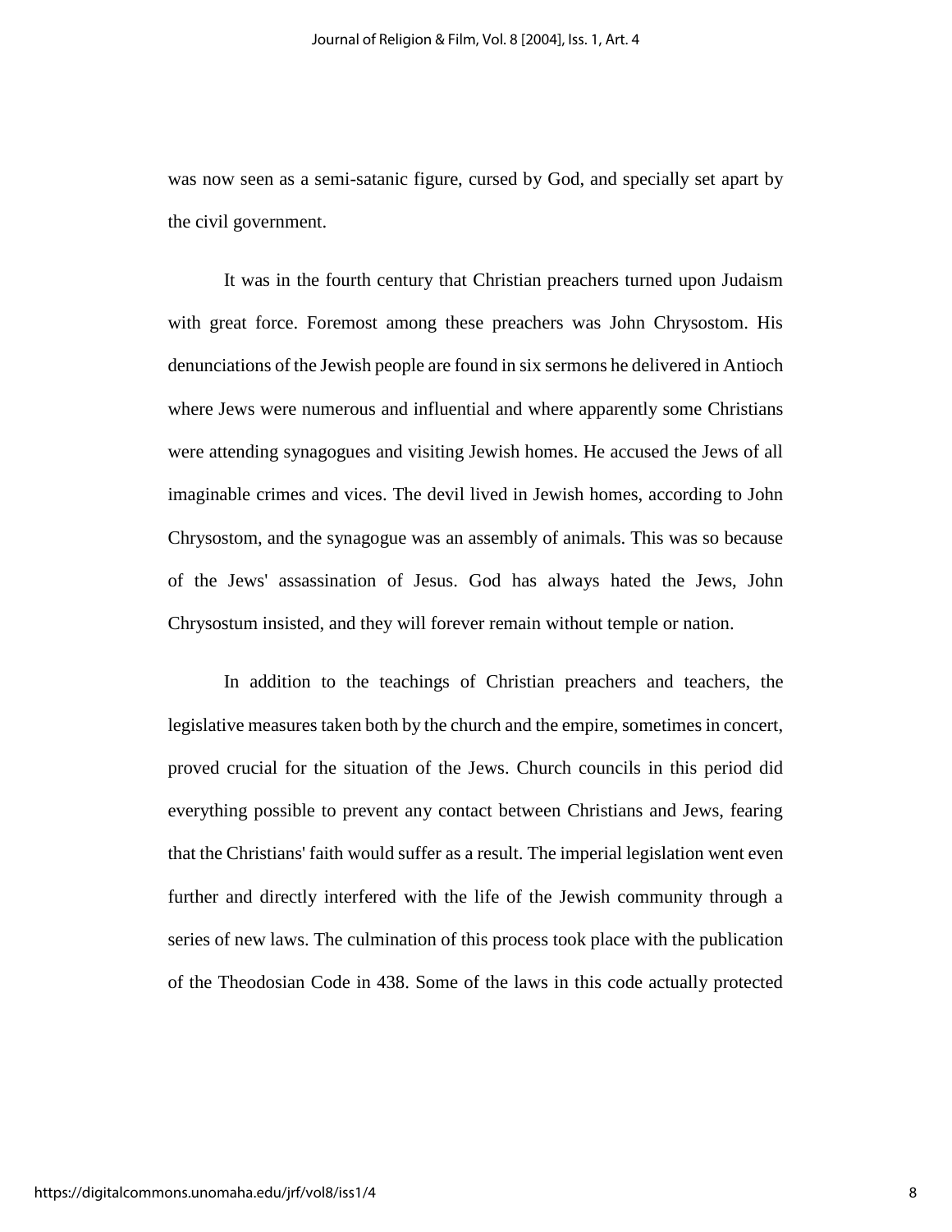was now seen as a semi-satanic figure, cursed by God, and specially set apart by the civil government.

It was in the fourth century that Christian preachers turned upon Judaism with great force. Foremost among these preachers was John Chrysostom. His denunciations of the Jewish people are found in six sermons he delivered in Antioch where Jews were numerous and influential and where apparently some Christians were attending synagogues and visiting Jewish homes. He accused the Jews of all imaginable crimes and vices. The devil lived in Jewish homes, according to John Chrysostom, and the synagogue was an assembly of animals. This was so because of the Jews' assassination of Jesus. God has always hated the Jews, John Chrysostum insisted, and they will forever remain without temple or nation.

In addition to the teachings of Christian preachers and teachers, the legislative measures taken both by the church and the empire, sometimes in concert, proved crucial for the situation of the Jews. Church councils in this period did everything possible to prevent any contact between Christians and Jews, fearing that the Christians' faith would suffer as a result. The imperial legislation went even further and directly interfered with the life of the Jewish community through a series of new laws. The culmination of this process took place with the publication of the Theodosian Code in 438. Some of the laws in this code actually protected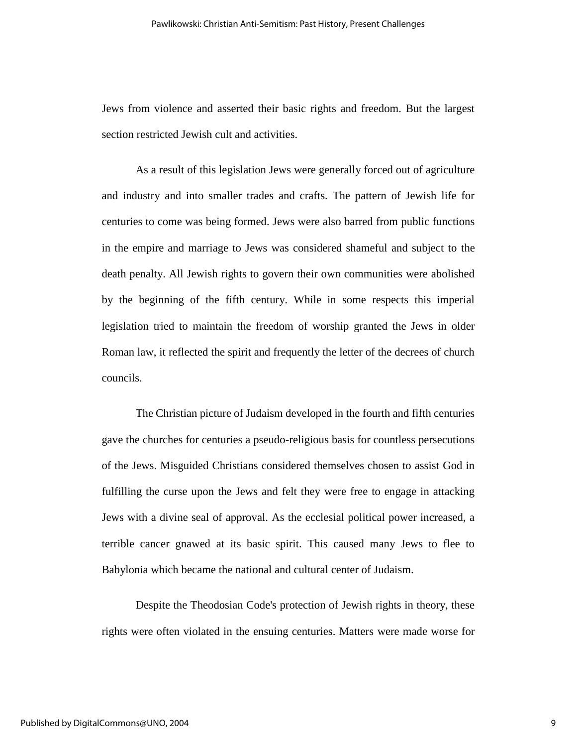Jews from violence and asserted their basic rights and freedom. But the largest section restricted Jewish cult and activities.

As a result of this legislation Jews were generally forced out of agriculture and industry and into smaller trades and crafts. The pattern of Jewish life for centuries to come was being formed. Jews were also barred from public functions in the empire and marriage to Jews was considered shameful and subject to the death penalty. All Jewish rights to govern their own communities were abolished by the beginning of the fifth century. While in some respects this imperial legislation tried to maintain the freedom of worship granted the Jews in older Roman law, it reflected the spirit and frequently the letter of the decrees of church councils.

The Christian picture of Judaism developed in the fourth and fifth centuries gave the churches for centuries a pseudo-religious basis for countless persecutions of the Jews. Misguided Christians considered themselves chosen to assist God in fulfilling the curse upon the Jews and felt they were free to engage in attacking Jews with a divine seal of approval. As the ecclesial political power increased, a terrible cancer gnawed at its basic spirit. This caused many Jews to flee to Babylonia which became the national and cultural center of Judaism.

Despite the Theodosian Code's protection of Jewish rights in theory, these rights were often violated in the ensuing centuries. Matters were made worse for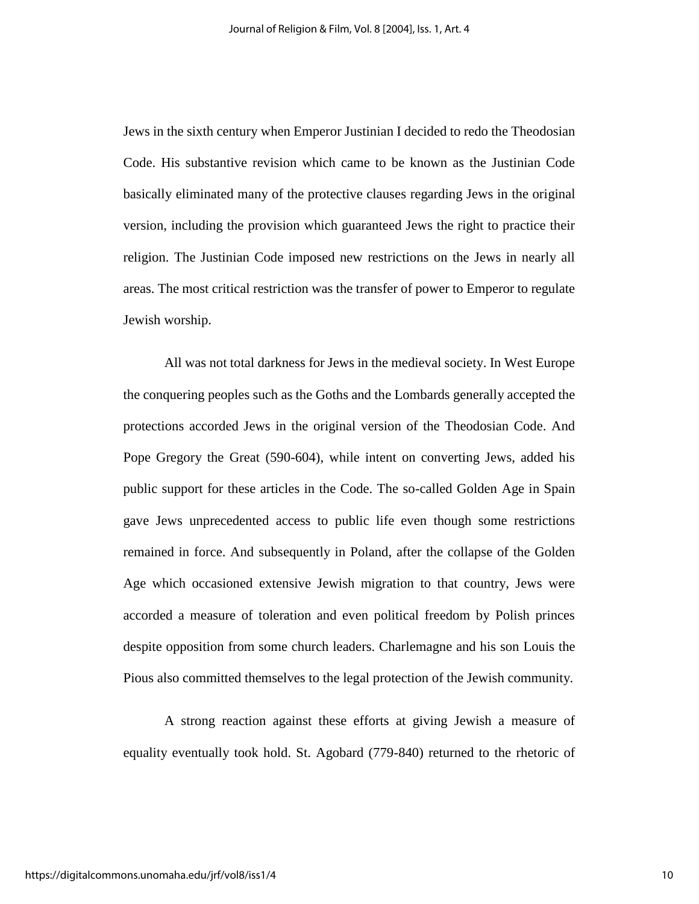Jews in the sixth century when Emperor Justinian I decided to redo the Theodosian Code. His substantive revision which came to be known as the Justinian Code basically eliminated many of the protective clauses regarding Jews in the original version, including the provision which guaranteed Jews the right to practice their religion. The Justinian Code imposed new restrictions on the Jews in nearly all areas. The most critical restriction was the transfer of power to Emperor to regulate Jewish worship.

All was not total darkness for Jews in the medieval society. In West Europe the conquering peoples such as the Goths and the Lombards generally accepted the protections accorded Jews in the original version of the Theodosian Code. And Pope Gregory the Great (590-604), while intent on converting Jews, added his public support for these articles in the Code. The so-called Golden Age in Spain gave Jews unprecedented access to public life even though some restrictions remained in force. And subsequently in Poland, after the collapse of the Golden Age which occasioned extensive Jewish migration to that country, Jews were accorded a measure of toleration and even political freedom by Polish princes despite opposition from some church leaders. Charlemagne and his son Louis the Pious also committed themselves to the legal protection of the Jewish community.

A strong reaction against these efforts at giving Jewish a measure of equality eventually took hold. St. Agobard (779-840) returned to the rhetoric of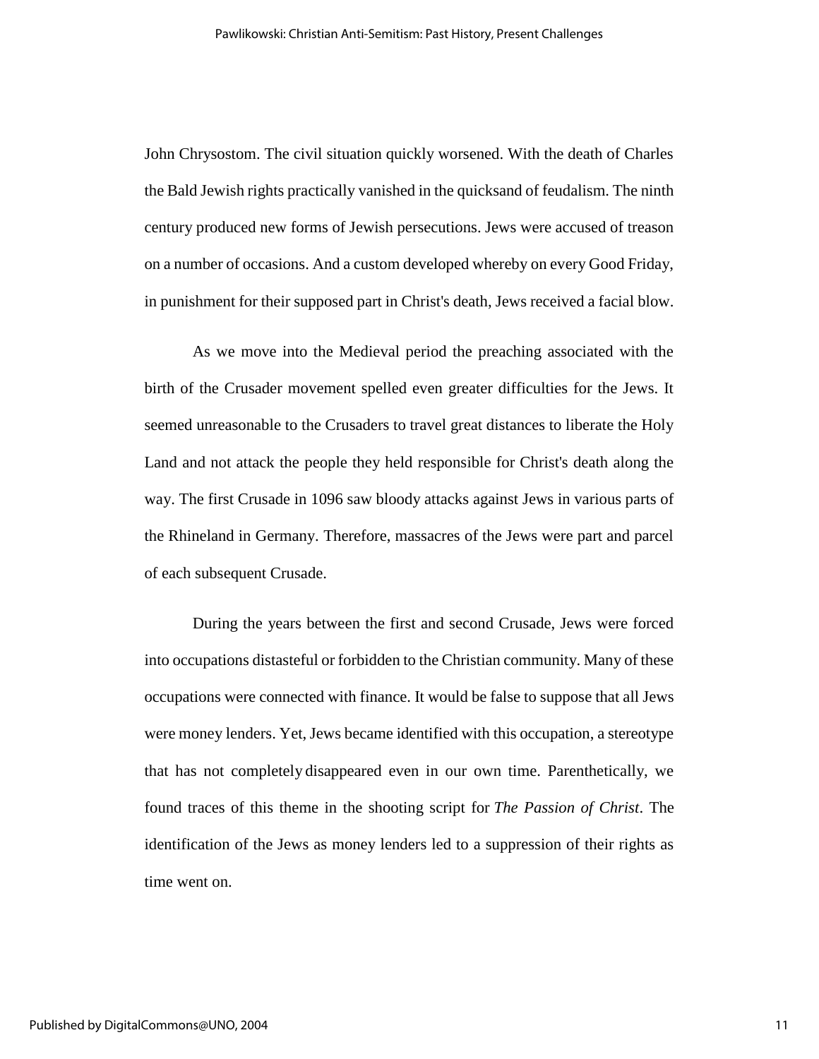John Chrysostom. The civil situation quickly worsened. With the death of Charles the Bald Jewish rights practically vanished in the quicksand of feudalism. The ninth century produced new forms of Jewish persecutions. Jews were accused of treason on a number of occasions. And a custom developed whereby on every Good Friday, in punishment for their supposed part in Christ's death, Jews received a facial blow.

As we move into the Medieval period the preaching associated with the birth of the Crusader movement spelled even greater difficulties for the Jews. It seemed unreasonable to the Crusaders to travel great distances to liberate the Holy Land and not attack the people they held responsible for Christ's death along the way. The first Crusade in 1096 saw bloody attacks against Jews in various parts of the Rhineland in Germany. Therefore, massacres of the Jews were part and parcel of each subsequent Crusade.

During the years between the first and second Crusade, Jews were forced into occupations distasteful or forbidden to the Christian community. Many of these occupations were connected with finance. It would be false to suppose that all Jews were money lenders. Yet, Jews became identified with this occupation, a stereotype that has not completely disappeared even in our own time. Parenthetically, we found traces of this theme in the shooting script for *The Passion of Christ*. The identification of the Jews as money lenders led to a suppression of their rights as time went on.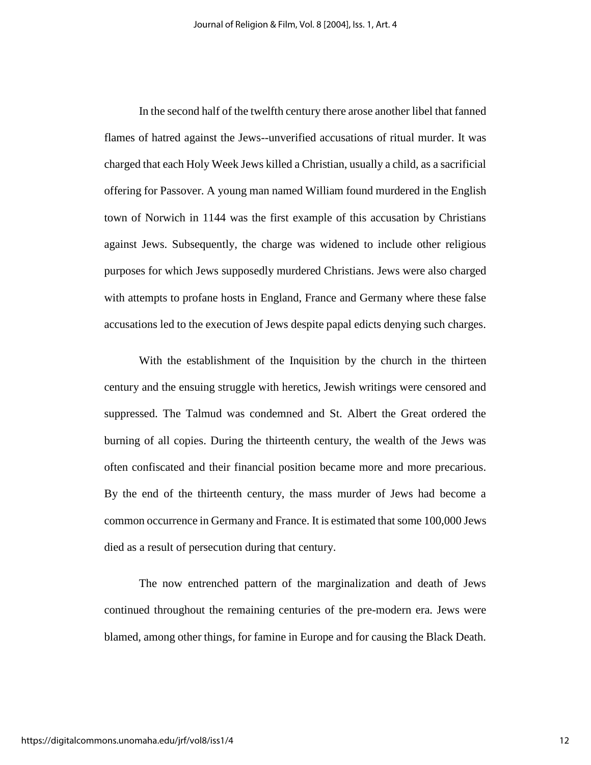In the second half of the twelfth century there arose another libel that fanned flames of hatred against the Jews--unverified accusations of ritual murder. It was charged that each Holy Week Jews killed a Christian, usually a child, as a sacrificial offering for Passover. A young man named William found murdered in the English town of Norwich in 1144 was the first example of this accusation by Christians against Jews. Subsequently, the charge was widened to include other religious purposes for which Jews supposedly murdered Christians. Jews were also charged with attempts to profane hosts in England, France and Germany where these false accusations led to the execution of Jews despite papal edicts denying such charges.

With the establishment of the Inquisition by the church in the thirteen century and the ensuing struggle with heretics, Jewish writings were censored and suppressed. The Talmud was condemned and St. Albert the Great ordered the burning of all copies. During the thirteenth century, the wealth of the Jews was often confiscated and their financial position became more and more precarious. By the end of the thirteenth century, the mass murder of Jews had become a common occurrence in Germany and France. It is estimated that some 100,000 Jews died as a result of persecution during that century.

The now entrenched pattern of the marginalization and death of Jews continued throughout the remaining centuries of the pre-modern era. Jews were blamed, among other things, for famine in Europe and for causing the Black Death.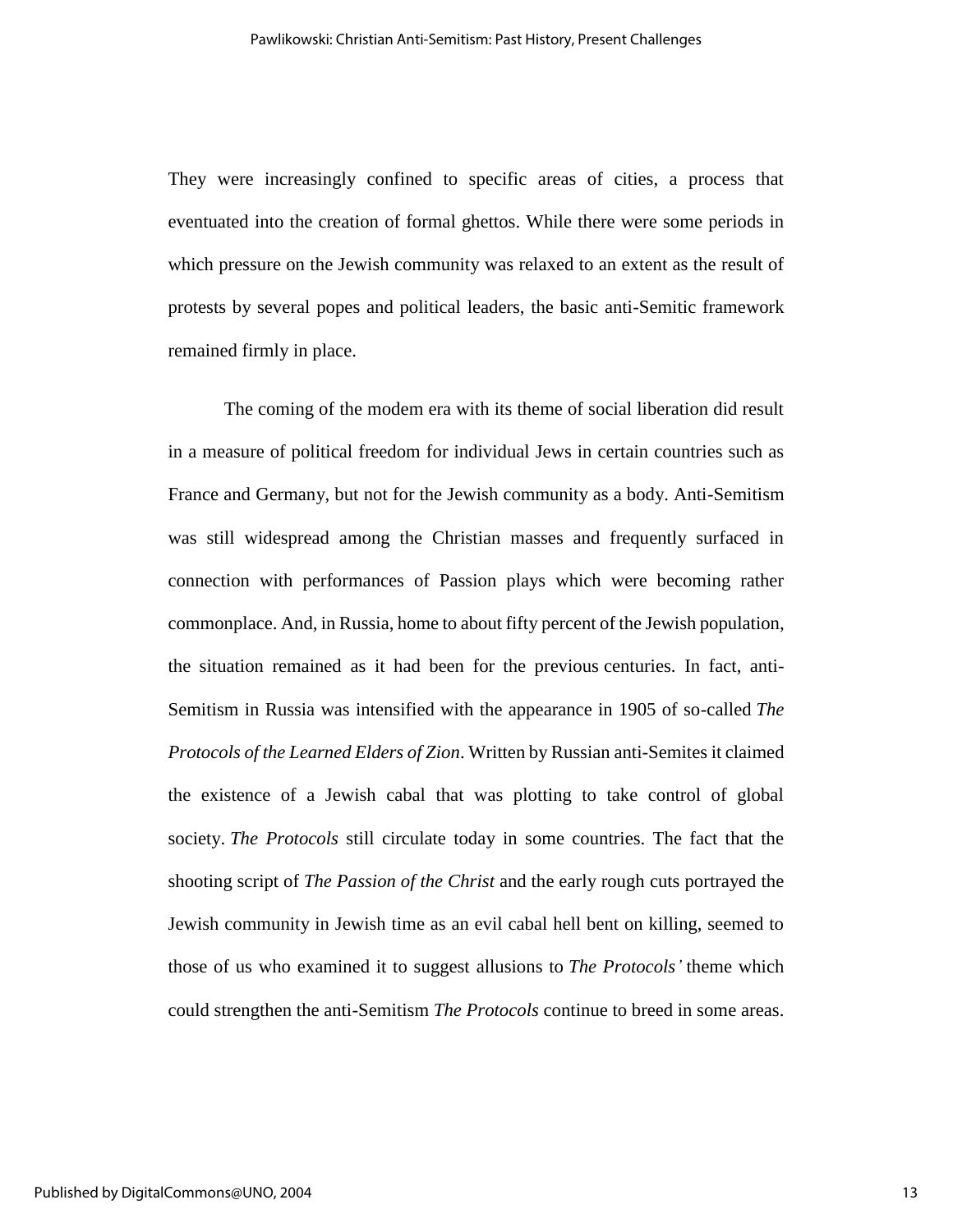They were increasingly confined to specific areas of cities, a process that eventuated into the creation of formal ghettos. While there were some periods in which pressure on the Jewish community was relaxed to an extent as the result of protests by several popes and political leaders, the basic anti-Semitic framework remained firmly in place.

The coming of the modem era with its theme of social liberation did result in a measure of political freedom for individual Jews in certain countries such as France and Germany, but not for the Jewish community as a body. Anti-Semitism was still widespread among the Christian masses and frequently surfaced in connection with performances of Passion plays which were becoming rather commonplace. And, in Russia, home to about fifty percent of the Jewish population, the situation remained as it had been for the previous centuries. In fact, anti-Semitism in Russia was intensified with the appearance in 1905 of so-called *The Protocols of the Learned Elders of Zion*. Written by Russian anti-Semites it claimed the existence of a Jewish cabal that was plotting to take control of global society. *The Protocols* still circulate today in some countries. The fact that the shooting script of *The Passion of the Christ* and the early rough cuts portrayed the Jewish community in Jewish time as an evil cabal hell bent on killing, seemed to those of us who examined it to suggest allusions to *The Protocols'* theme which could strengthen the anti-Semitism *The Protocols* continue to breed in some areas.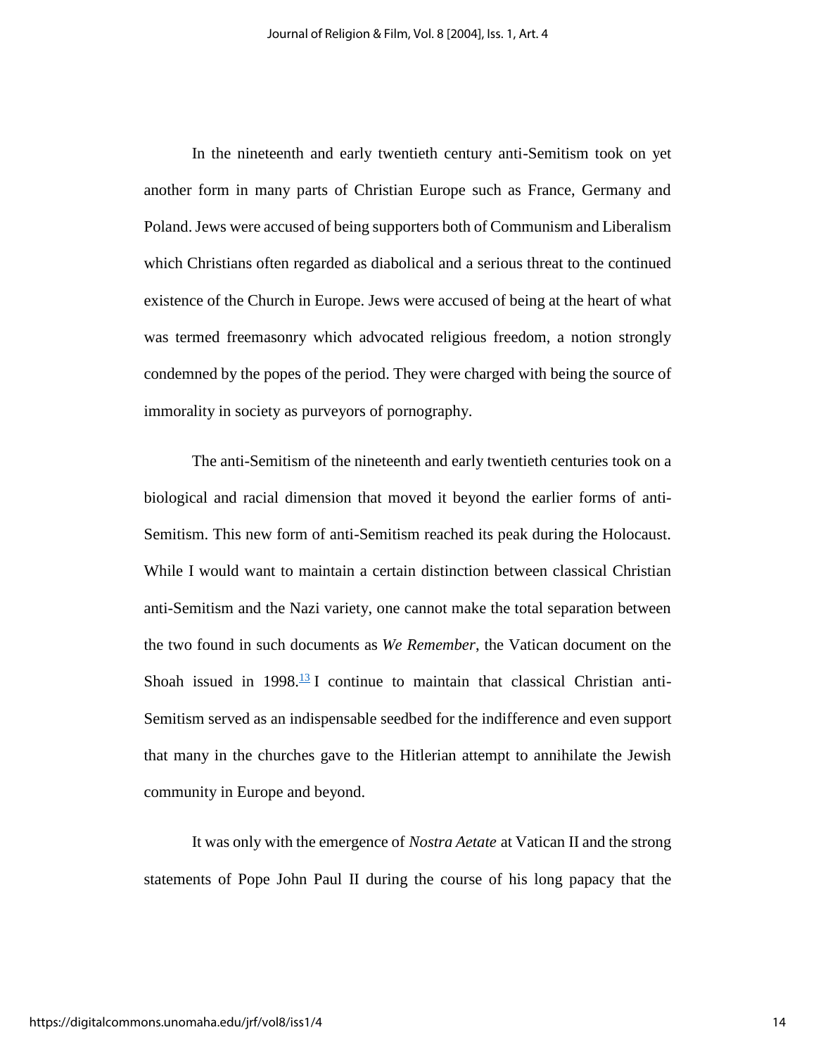In the nineteenth and early twentieth century anti-Semitism took on yet another form in many parts of Christian Europe such as France, Germany and Poland. Jews were accused of being supporters both of Communism and Liberalism which Christians often regarded as diabolical and a serious threat to the continued existence of the Church in Europe. Jews were accused of being at the heart of what was termed freemasonry which advocated religious freedom, a notion strongly condemned by the popes of the period. They were charged with being the source of immorality in society as purveyors of pornography.

The anti-Semitism of the nineteenth and early twentieth centuries took on a biological and racial dimension that moved it beyond the earlier forms of anti-Semitism. This new form of anti-Semitism reached its peak during the Holocaust. While I would want to maintain a certain distinction between classical Christian anti-Semitism and the Nazi variety, one cannot make the total separation between the two found in such documents as *We Remember*, the Vatican document on the Shoah issued in 1998.[13] I continue to maintain that classical Christian anti-Semitism served as an indispensable seedbed for the indifference and even support that many in the churches gave to the Hitlerian attempt to annihilate the Jewish community in Europe and beyond.

It was only with the emergence of *Nostra Aetate* at Vatican II and the strong statements of Pope John Paul II during the course of his long papacy that the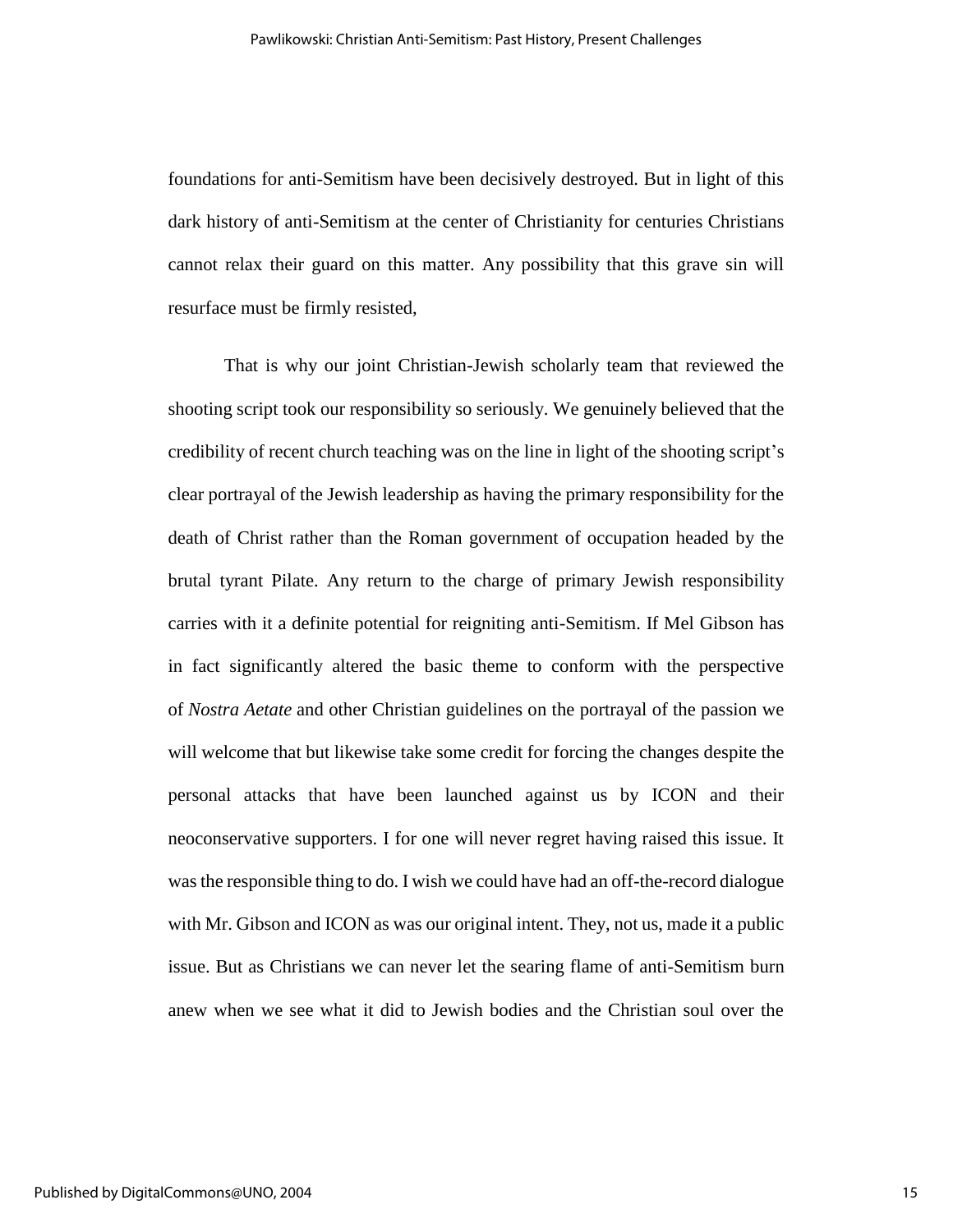foundations for anti-Semitism have been decisively destroyed. But in light of this dark history of anti-Semitism at the center of Christianity for centuries Christians cannot relax their guard on this matter. Any possibility that this grave sin will resurface must be firmly resisted,

That is why our joint Christian-Jewish scholarly team that reviewed the shooting script took our responsibility so seriously. We genuinely believed that the credibility of recent church teaching was on the line in light of the shooting script's clear portrayal of the Jewish leadership as having the primary responsibility for the death of Christ rather than the Roman government of occupation headed by the brutal tyrant Pilate. Any return to the charge of primary Jewish responsibility carries with it a definite potential for reigniting anti-Semitism. If Mel Gibson has in fact significantly altered the basic theme to conform with the perspective of *Nostra Aetate* and other Christian guidelines on the portrayal of the passion we will welcome that but likewise take some credit for forcing the changes despite the personal attacks that have been launched against us by ICON and their neoconservative supporters. I for one will never regret having raised this issue. It was the responsible thing to do. I wish we could have had an off-the-record dialogue with Mr. Gibson and ICON as was our original intent. They, not us, made it a public issue. But as Christians we can never let the searing flame of anti-Semitism burn anew when we see what it did to Jewish bodies and the Christian soul over the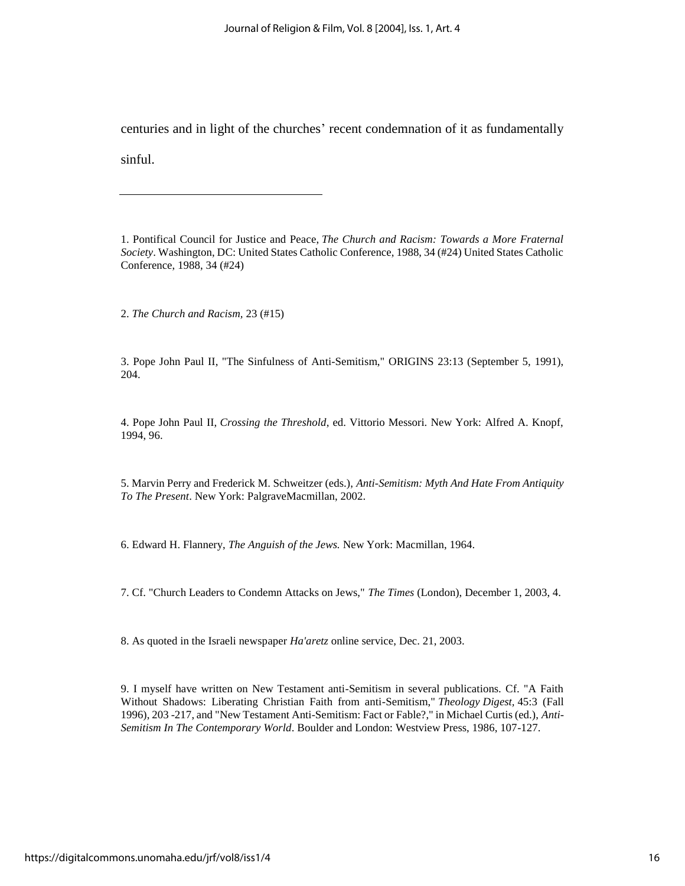centuries and in light of the churches' recent condemnation of it as fundamentally sinful.

---

1. Pontifical Council for Justice and Peace, *The Church and Racism: Towards a More Fraternal Society*. Washington, DC: United States Catholic Conference, 1988, 34 (#24) United States Catholic Conference, 1988, 34 (#24)

2. *The Church and Racism*, 23 (#15)

3. Pope John Paul II, "The Sinfulness of Anti-Semitism," ORIGINS 23:13 (September 5, 1991), 204.

4. Pope John Paul II, *Crossing the Threshold*, ed. Vittorio Messori. New York: Alfred A. Knopf, 1994, 96.

5. Marvin Perry and Frederick M. Schweitzer (eds.), *Anti-Semitism: Myth And Hate From Antiquity To The Present*. New York: PalgraveMacmillan, 2002.

6. Edward H. Flannery, *The Anguish of the Jews.* New York: Macmillan, 1964.

7. Cf. "Church Leaders to Condemn Attacks on Jews," *The Times* (London), December 1, 2003, 4.

8. As quoted in the Israeli newspaper *Ha'aretz* online service, Dec. 21, 2003.

9. I myself have written on New Testament anti-Semitism in several publications. Cf. "A Faith Without Shadows: Liberating Christian Faith from anti-Semitism," *Theology Digest*, 45:3 (Fall 1996), 203 -217, and "New Testament Anti-Semitism: Fact or Fable?," in Michael Curtis (ed.), *Anti-Semitism In The Contemporary World*. Boulder and London: Westview Press, 1986, 107-127.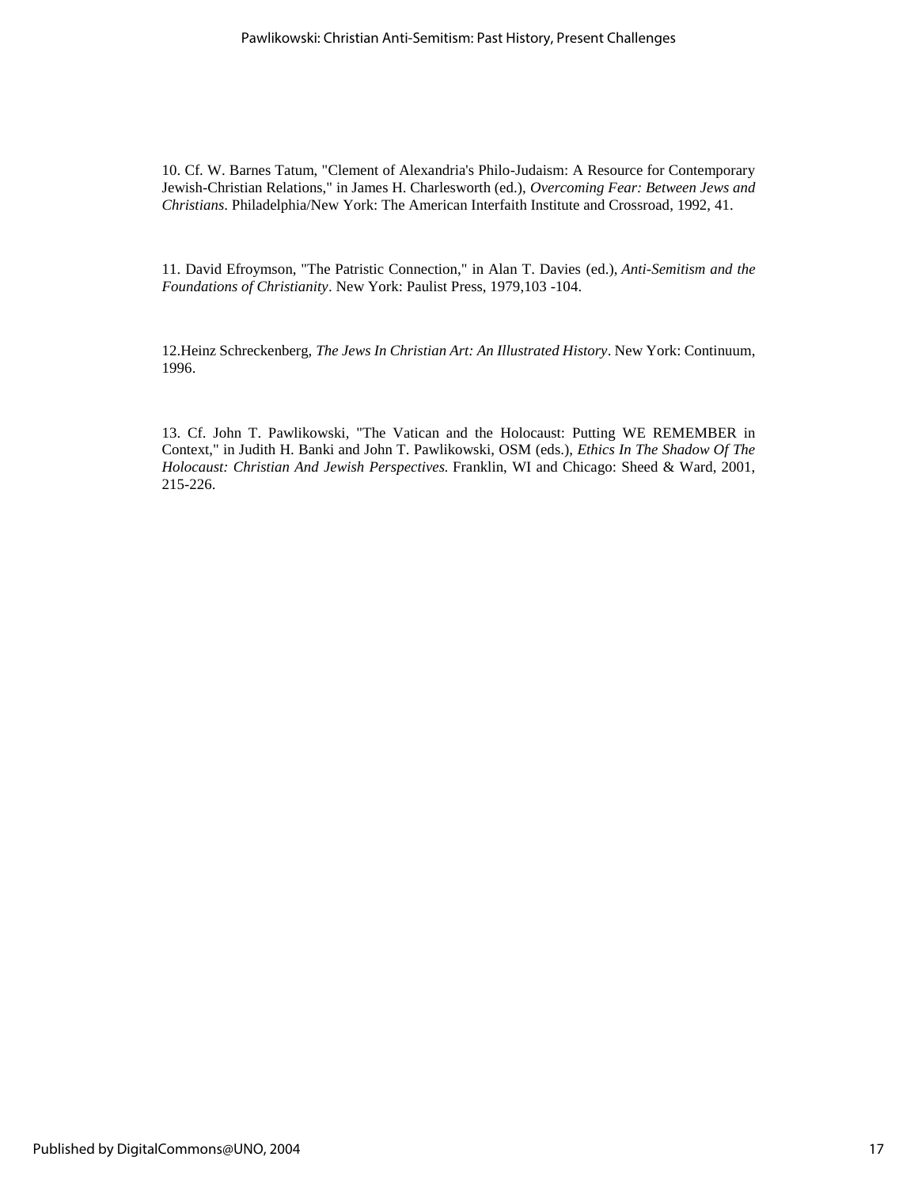10. Cf. W. Barnes Tatum, "Clement of Alexandria's Philo-Judaism: A Resource for Contemporary Jewish-Christian Relations," in James H. Charlesworth (ed.), *Overcoming Fear: Between Jews and Christians*. Philadelphia/New York: The American Interfaith Institute and Crossroad, 1992, 41.

11. David Efroymson, "The Patristic Connection," in Alan T. Davies (ed.), *Anti-Semitism and the Foundations of Christianity*. New York: Paulist Press, 1979,103 -104.

12.Heinz Schreckenberg, *The Jews In Christian Art: An Illustrated History*. New York: Continuum, 1996.

13. Cf. John T. Pawlikowski, "The Vatican and the Holocaust: Putting WE REMEMBER in Context," in Judith H. Banki and John T. Pawlikowski, OSM (eds.), *Ethics In The Shadow Of The Holocaust: Christian And Jewish Perspectives.* Franklin, WI and Chicago: Sheed & Ward, 2001, 215-226.